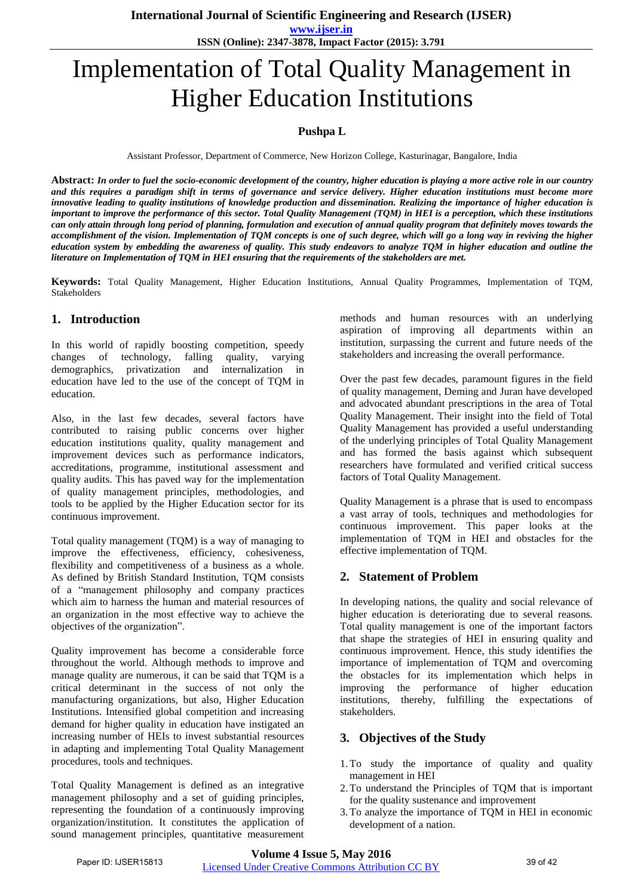# Implementation of Total Quality Management in Higher Education Institutions

**Pushpa L**

Assistant Professor, Department of Commerce, New Horizon College, Kasturinagar, Bangalore, India

**Abstract:** ***In order to fuel the socio-economic development of the country, higher education is playing a more active role in our country and this requires a paradigm shift in terms of governance and service delivery. Higher education institutions must become more innovative leading to quality institutions of knowledge production and dissemination. Realizing the importance of higher education is important to improve the performance of this sector. Total Quality Management (TQM) in HEI is a perception, which these institutions can only attain through long period of planning, formulation and execution of annual quality program that definitely moves towards the accomplishment of the vision. Implementation of TQM concepts is one of such degree, which will go a long way in reviving the higher education system by embedding the awareness of quality. This study endeavors to analyze TQM in higher education and outline the literature on Implementation of TQM in HEI ensuring that the requirements of the stakeholders are met.***

**Keywords:** Total Quality Management, Higher Education Institutions, Annual Quality Programmes, Implementation of TQM, Stakeholders

## 1. Introduction

In this world of rapidly boosting competition, speedy changes of technology, falling quality, varying demographics, privatization and internationalization in education have led to the use of the concept of TQM in education.

Also, in the last few decades, several factors have contributed to raising public concerns over higher education institutions quality, quality management and improvement devices such as performance indicators, accreditations, programme, institutional assessment and quality audits. This has paved way for the implementation of quality management principles, methodologies, and tools to be applied by the Higher Education sector for its continuous improvement.

Total quality management (TQM) is a way of managing to improve the effectiveness, efficiency, cohesiveness, flexibility and competitiveness of a business as a whole. As defined by British Standard Institution, TQM consists of a "management philosophy and company practices which aim to harness the human and material resources of an organization in the most effective way to achieve the objectives of the organization".

Quality improvement has become a considerable force throughout the world. Although methods to improve and manage quality are numerous, it can be said that TQM is a critical determinant in the success of not only the manufacturing organizations, but also, Higher Education Institutions. Intensified global competition and increasing demand for higher quality in education have instigated an increasing number of HEIs to invest substantial resources in adapting and implementing Total Quality Management procedures, tools and techniques.

Total Quality Management is defined as an integrative management philosophy and a set of guiding principles, representing the foundation of a continuously improving organization/institution. It constitutes the application of sound management principles, quantitative measurement methods and human resources with an underlying aspiration of improving all departments within an institution, surpassing the current and future needs of the stakeholders and increasing the overall performance.

Over the past few decades, paramount figures in the field of quality management, Deming and Juran have developed and advocated abundant prescriptions in the area of Total Quality Management. Their insight into the field of Total Quality Management has provided a useful understanding of the underlying principles of Total Quality Management and has formed the basis against which subsequent researchers have formulated and verified critical success factors of Total Quality Management.

Quality Management is a phrase that is used to encompass a vast array of tools, techniques and methodologies for continuous improvement. This paper looks at the implementation of TQM in HEI and obstacles for the effective implementation of TQM.

## 2. Statement of Problem

In developing nations, the quality and social relevance of higher education is deteriorating due to several reasons. Total quality management is one of the important factors that shape the strategies of HEI in ensuring quality and continuous improvement. Hence, this study identifies the importance of implementation of TQM and overcoming the obstacles for its implementation which helps in improving the performance of higher education institutions, thereby, fulfilling the expectations of stakeholders.

## 3. Objectives of the Study

1. To study the importance of quality and quality management in HEI
2. To understand the Principles of TQM that is important for the quality sustenance and improvement
3. To analyze the importance of TQM in HEI in economic development of a nation.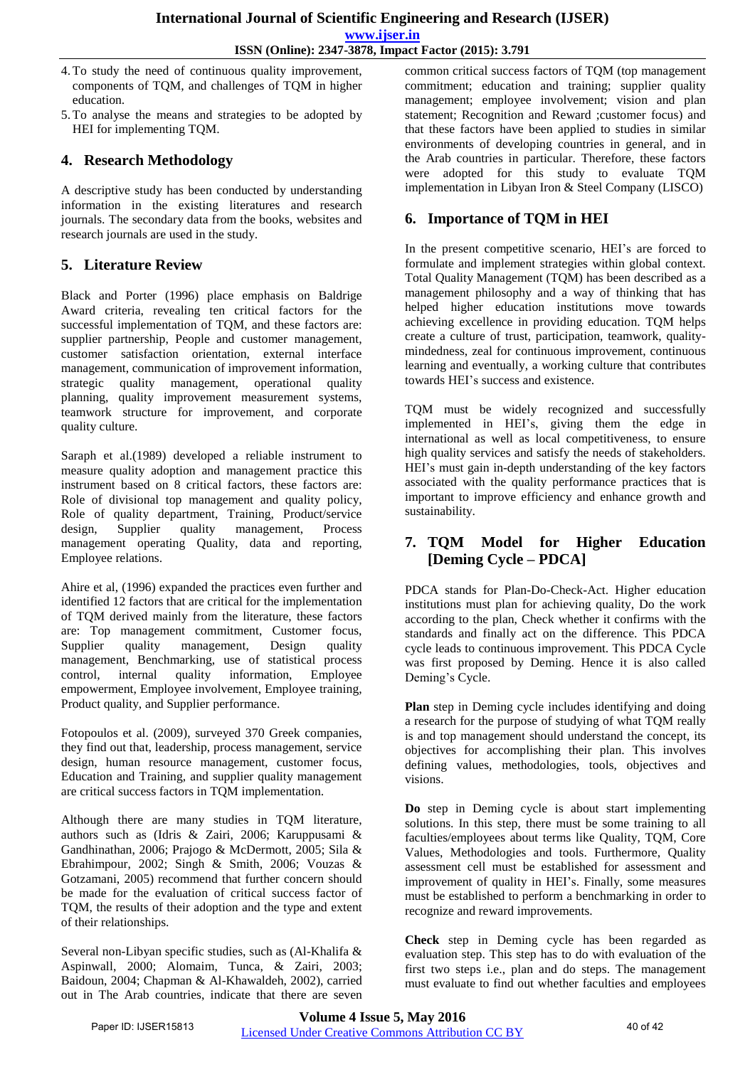4. To study the need of continuous quality improvement, components of TQM, and challenges of TQM in higher education.
5. To analyse the means and strategies to be adopted by HEI for implementing TQM.

## 4. Research Methodology

A descriptive study has been conducted by understanding information in the existing literatures and research journals. The secondary data from the books, websites and research journals are used in the study.

## 5. Literature Review

Black and Porter (1996) place emphasis on Baldrige Award criteria, revealing ten critical factors for the successful implementation of TQM, and these factors are: supplier partnership, People and customer management, customer satisfaction orientation, external interface management, communication of improvement information, strategic quality management, operational quality planning, quality improvement measurement systems, teamwork structure for improvement, and corporate quality culture.

Saraph et al.(1989) developed a reliable instrument to measure quality adoption and management practice this instrument based on 8 critical factors, these factors are: Role of divisional top management and quality policy, Role of quality department, Training, Product/service design, Supplier quality management, Process management operating Quality, data and reporting, Employee relations.

Ahire et al, (1996) expanded the practices even further and identified 12 factors that are critical for the implementation of TQM derived mainly from the literature, these factors are: Top management commitment, Customer focus, Supplier quality management, Design quality management, Benchmarking, use of statistical process control, internal quality information, Employee empowerment, Employee involvement, Employee training, Product quality, and Supplier performance.

Fotopoulos et al. (2009), surveyed 370 Greek companies, they find out that, leadership, process management, service design, human resource management, customer focus, Education and Training, and supplier quality management are critical success factors in TQM implementation.

Although there are many studies in TQM literature, authors such as (Idris & Zairi, 2006; Karuppusami & Gandhinathan, 2006; Prajogo & McDermott, 2005; Sila & Ebrahimpour, 2002; Singh & Smith, 2006; Vouzas & Gotzamani, 2005) recommend that further concern should be made for the evaluation of critical success factor of TQM, the results of their adoption and the type and extent of their relationships.

Several non-Libyan specific studies, such as (Al-Khalifa & Aspinwall, 2000; Alomaim, Tunca, & Zairi, 2003; Baidoun, 2004; Chapman & Al-Khawaldeh, 2002), carried out in The Arab countries, indicate that there are seven common critical success factors of TQM (top management commitment; education and training; supplier quality management; employee involvement; vision and plan statement; Recognition and Reward ;customer focus) and that these factors have been applied to studies in similar environments of developing countries in general, and in the Arab countries in particular. Therefore, these factors were adopted for this study to evaluate TQM implementation in Libyan Iron & Steel Company (LISCO)

## 6. Importance of TQM in HEI

In the present competitive scenario, HEI's are forced to formulate and implement strategies within global context. Total Quality Management (TQM) has been described as a management philosophy and a way of thinking that has helped higher education institutions move towards achieving excellence in providing education. TQM helps create a culture of trust, participation, teamwork, quality-mindedness, zeal for continuous improvement, continuous learning and eventually, a working culture that contributes towards HEI's success and existence.

TQM must be widely recognized and successfully implemented in HEI's, giving them the edge in international as well as local competitiveness, to ensure high quality services and satisfy the needs of stakeholders. HEI's must gain in-depth understanding of the key factors associated with the quality performance practices that is important to improve efficiency and enhance growth and sustainability.

## 7. TQM Model for Higher Education [Deming Cycle – PDCA]

PDCA stands for Plan-Do-Check-Act. Higher education institutions must plan for achieving quality, Do the work according to the plan, Check whether it confirms with the standards and finally act on the difference. This PDCA cycle leads to continuous improvement. This PDCA Cycle was first proposed by Deming. Hence it is also called Deming's Cycle.

**Plan** step in Deming cycle includes identifying and doing a research for the purpose of studying of what TQM really is and top management should understand the concept, its objectives for accomplishing their plan. This involves defining values, methodologies, tools, objectives and visions.

**Do** step in Deming cycle is about start implementing solutions. In this step, there must be some training to all faculties/employees about terms like Quality, TQM, Core Values, Methodologies and tools. Furthermore, Quality assessment cell must be established for assessment and improvement of quality in HEI's. Finally, some measures must be established to perform a benchmarking in order to recognize and reward improvements.

**Check** step in Deming cycle has been regarded as evaluation step. This step has to do with evaluation of the first two steps i.e., plan and do steps. The management must evaluate to find out whether faculties and employees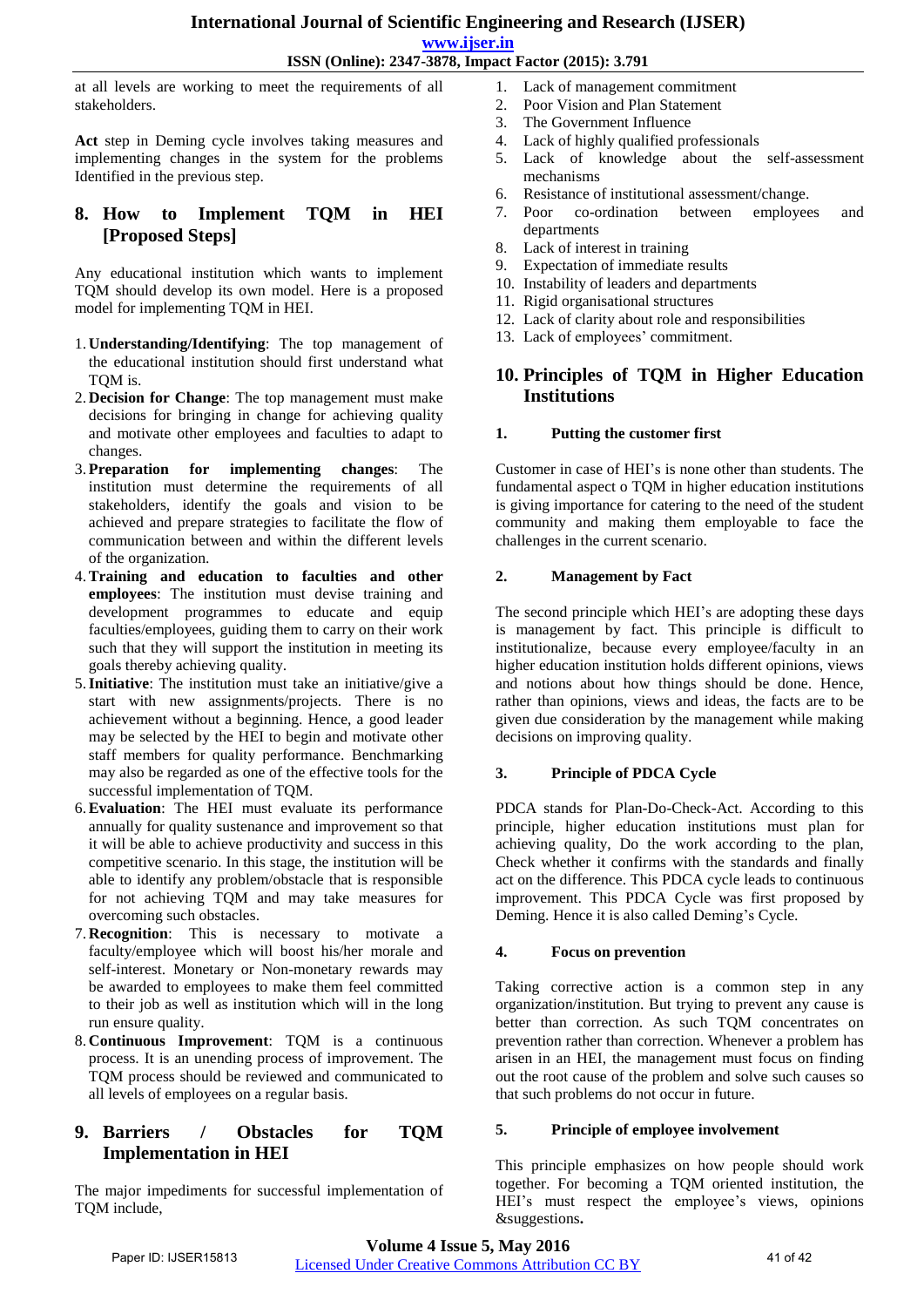at all levels are working to meet the requirements of all stakeholders.

**Act** step in Deming cycle involves taking measures and implementing changes in the system for the problems Identified in the previous step.

## 8. How to Implement TQM in HEI [Proposed Steps]

Any educational institution which wants to implement TQM should develop its own model. Here is a proposed model for implementing TQM in HEI.

1. **Understanding/Identifying**: The top management of the educational institution should first understand what TQM is.
2. **Decision for Change**: The top management must make decisions for bringing in change for achieving quality and motivate other employees and faculties to adapt to changes.
3. **Preparation for implementing changes**: The institution must determine the requirements of all stakeholders, identify the goals and vision to be achieved and prepare strategies to facilitate the flow of communication between and within the different levels of the organization.
4. **Training and education to faculties and other employees**: The institution must devise training and development programmes to educate and equip faculties/employees, guiding them to carry on their work such that they will support the institution in meeting its goals thereby achieving quality.
5. **Initiative**: The institution must take an initiative/give a start with new assignments/projects. There is no achievement without a beginning. Hence, a good leader may be selected by the HEI to begin and motivate other staff members for quality performance. Benchmarking may also be regarded as one of the effective tools for the successful implementation of TQM.
6. **Evaluation**: The HEI must evaluate its performance annually for quality sustenance and improvement so that it will be able to achieve productivity and success in this competitive scenario. In this stage, the institution will be able to identify any problem/obstacle that is responsible for not achieving TQM and may take measures for overcoming such obstacles.
7. **Recognition**: This is necessary to motivate a faculty/employee which will boost his/her morale and self-interest. Monetary or Non-monetary rewards may be awarded to employees to make them feel committed to their job as well as institution which will in the long run ensure quality.
8. **Continuous Improvement**: TQM is a continuous process. It is an unending process of improvement. The TQM process should be reviewed and communicated to all levels of employees on a regular basis.

## 9. Barriers / Obstacles for TQM Implementation in HEI

The major impediments for successful implementation of TQM include,

1. Lack of management commitment
2. Poor Vision and Plan Statement
3. The Government Influence
4. Lack of highly qualified professionals
5. Lack of knowledge about the self-assessment mechanisms
6. Resistance of institutional assessment/change.
7. Poor co-ordination between employees and departments
8. Lack of interest in training
9. Expectation of immediate results
10. Instability of leaders and departments
11. Rigid organisational structures
12. Lack of clarity about role and responsibilities
13. Lack of employees' commitment.

## 10. Principles of TQM in Higher Education Institutions

### 1. Putting the customer first

Customer in case of HEI's is none other than students. The fundamental aspect o TQM in higher education institutions is giving importance for catering to the need of the student community and making them employable to face the challenges in the current scenario.

### 2. Management by Fact

The second principle which HEI's are adopting these days is management by fact. This principle is difficult to institutionalize, because every employee/faculty in an higher education institution holds different opinions, views and notions about how things should be done. Hence, rather than opinions, views and ideas, the facts are to be given due consideration by the management while making decisions on improving quality.

### 3. Principle of PDCA Cycle

PDCA stands for Plan-Do-Check-Act. According to this principle, higher education institutions must plan for achieving quality, Do the work according to the plan, Check whether it confirms with the standards and finally act on the difference. This PDCA cycle leads to continuous improvement. This PDCA Cycle was first proposed by Deming. Hence it is also called Deming's Cycle.

### 4. Focus on prevention

Taking corrective action is a common step in any organization/institution. But trying to prevent any cause is better than correction. As such TQM concentrates on prevention rather than correction. Whenever a problem has arisen in an HEI, the management must focus on finding out the root cause of the problem and solve such causes so that such problems do not occur in future.

### 5. Principle of employee involvement

This principle emphasizes on how people should work together. For becoming a TQM oriented institution, the HEI's must respect the employee's views, opinions &suggestions.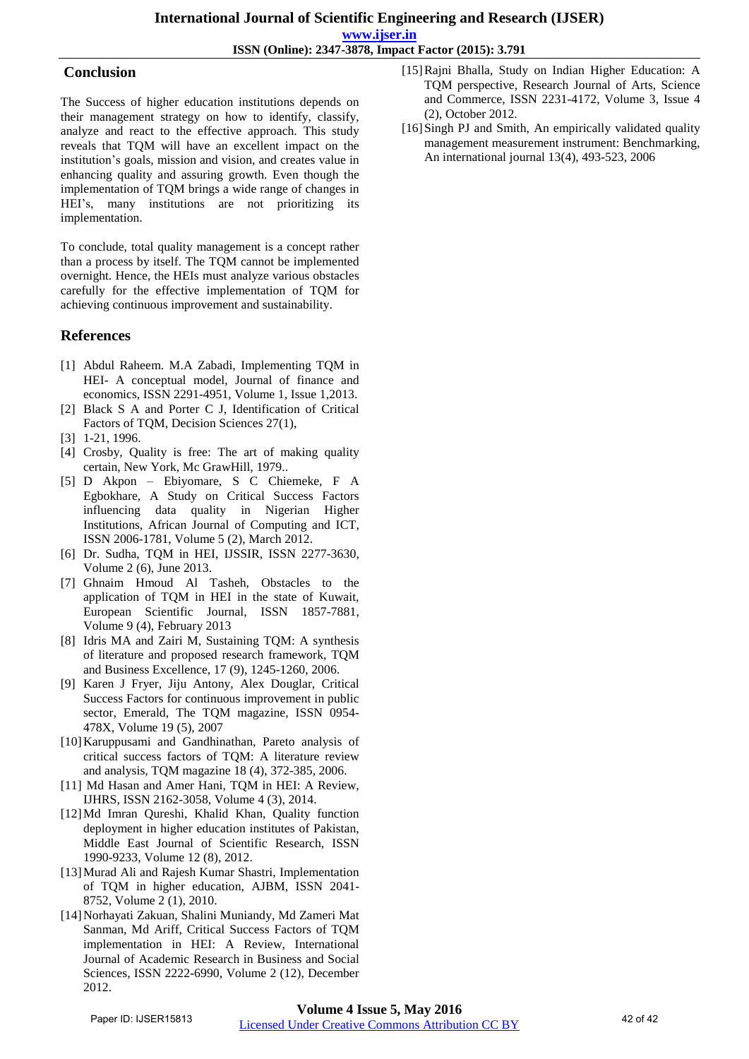## Conclusion

The Success of higher education institutions depends on their management strategy on how to identify, classify, analyze and react to the effective approach. This study reveals that TQM will have an excellent impact on the institution's goals, mission and vision, and creates value in enhancing quality and assuring growth. Even though the implementation of TQM brings a wide range of changes in HEI's, many institutions are not prioritizing its implementation.

To conclude, total quality management is a concept rather than a process by itself. The TQM cannot be implemented overnight. Hence, the HEIs must analyze various obstacles carefully for the effective implementation of TQM for achieving continuous improvement and sustainability.

## References

[1] Abdul Raheem. M.A Zabadi, Implementing TQM in HEI- A conceptual model, Journal of finance and economics, ISSN 2291-4951, Volume 1, Issue 1,2013.

[2] Black S A and Porter C J, Identification of Critical Factors of TQM, Decision Sciences 27(1),

[3] 1-21, 1996.

[4] Crosby, Quality is free: The art of making quality certain, New York, Mc GrawHill, 1979..

[5] D Akpon – Ebiyomare, S C Chiemeke, F A Egbokhare, A Study on Critical Success Factors influencing data quality in Nigerian Higher Institutions, African Journal of Computing and ICT, ISSN 2006-1781, Volume 5 (2), March 2012.

[6] Dr. Sudha, TQM in HEI, IJSSIR, ISSN 2277-3630, Volume 2 (6), June 2013.

[7] Ghnaim Hmoud Al Tasheh, Obstacles to the application of TQM in HEI in the state of Kuwait, European Scientific Journal, ISSN 1857-7881, Volume 9 (4), February 2013

[8] Idris MA and Zairi M, Sustaining TQM: A synthesis of literature and proposed research framework, TQM and Business Excellence, 17 (9), 1245-1260, 2006.

[9] Karen J Fryer, Jiju Antony, Alex Douglar, Critical Success Factors for continuous improvement in public sector, Emerald, The TQM magazine, ISSN 0954-478X, Volume 19 (5), 2007

[10] Karuppusami and Gandhinathan, Pareto analysis of critical success factors of TQM: A literature review and analysis, TQM magazine 18 (4), 372-385, 2006.

[11] Md Hasan and Amer Hani, TQM in HEI: A Review, IJHRS, ISSN 2162-3058, Volume 4 (3), 2014.

[12] Md Imran Qureshi, Khalid Khan, Quality function deployment in higher education institutes of Pakistan, Middle East Journal of Scientific Research, ISSN 1990-9233, Volume 12 (8), 2012.

[13] Murad Ali and Rajesh Kumar Shastri, Implementation of TQM in higher education, AJBM, ISSN 2041-8752, Volume 2 (1), 2010.

[14] Norhayati Zakuan, Shalini Muniandy, Md Zameri Mat Sanman, Md Ariff, Critical Success Factors of TQM implementation in HEI: A Review, International Journal of Academic Research in Business and Social Sciences, ISSN 2222-6990, Volume 2 (12), December 2012.

[15] Rajni Bhalla, Study on Indian Higher Education: A TQM perspective, Research Journal of Arts, Science and Commerce, ISSN 2231-4172, Volume 3, Issue 4 (2), October 2012.

[16] Singh PJ and Smith, An empirically validated quality management measurement instrument: Benchmarking, An international journal 13(4), 493-523, 2006